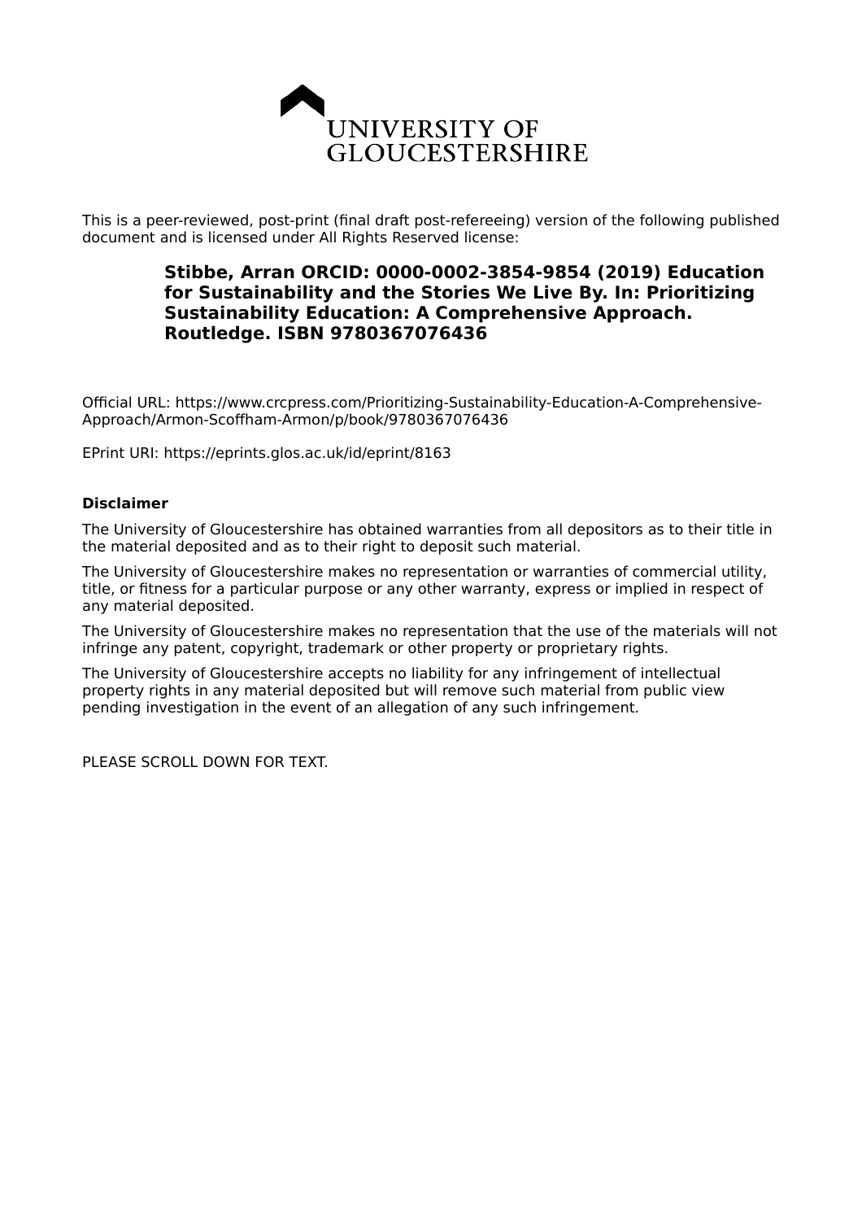UNIVERSITY OF GLOUCESTERSHIRE

This is a peer-reviewed, post-print (final draft post-refereeing) version of the following published document and is licensed under All Rights Reserved license:

**Stibbe, Arran ORCID: 0000-0002-3854-9854 (2019) Education for Sustainability and the Stories We Live By. In: Prioritizing Sustainability Education: A Comprehensive Approach. Routledge. ISBN 9780367076436**

Official URL: https://www.crcpress.com/Prioritizing-Sustainability-Education-A-Comprehensive-Approach/Armon-Scoffham-Armon/p/book/9780367076436

EPrint URI: https://eprints.glos.ac.uk/id/eprint/8163

**Disclaimer**

The University of Gloucestershire has obtained warranties from all depositors as to their title in the material deposited and as to their right to deposit such material.

The University of Gloucestershire makes no representation or warranties of commercial utility, title, or fitness for a particular purpose or any other warranty, express or implied in respect of any material deposited.

The University of Gloucestershire makes no representation that the use of the materials will not infringe any patent, copyright, trademark or other property or proprietary rights.

The University of Gloucestershire accepts no liability for any infringement of intellectual property rights in any material deposited but will remove such material from public view pending investigation in the event of an allegation of any such infringement.

PLEASE SCROLL DOWN FOR TEXT.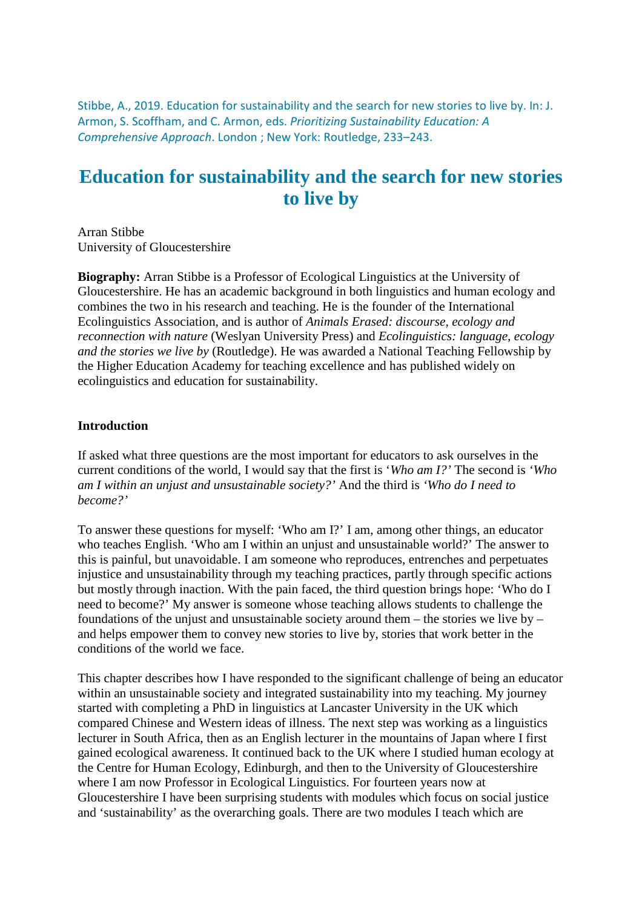Stibbe, A., 2019. Education for sustainability and the search for new stories to live by. In: J. Armon, S. Scoffham, and C. Armon, eds. *Prioritizing Sustainability Education: A Comprehensive Approach*. London ; New York: Routledge, 233–243.

# Education for sustainability and the search for new stories to live by

Arran Stibbe
University of Gloucestershire

**Biography:** Arran Stibbe is a Professor of Ecological Linguistics at the University of Gloucestershire. He has an academic background in both linguistics and human ecology and combines the two in his research and teaching. He is the founder of the International Ecolinguistics Association, and is author of *Animals Erased: discourse, ecology and reconnection with nature* (Weslyan University Press) and *Ecolinguistics: language, ecology and the stories we live by* (Routledge). He was awarded a National Teaching Fellowship by the Higher Education Academy for teaching excellence and has published widely on ecolinguistics and education for sustainability.

## Introduction

If asked what three questions are the most important for educators to ask ourselves in the current conditions of the world, I would say that the first is '*Who am I?'* The second is *'Who am I within an unjust and unsustainable society?'* And the third is *'Who do I need to become?'*

To answer these questions for myself: 'Who am I?' I am, among other things, an educator who teaches English. 'Who am I within an unjust and unsustainable world?' The answer to this is painful, but unavoidable. I am someone who reproduces, entrenches and perpetuates injustice and unsustainability through my teaching practices, partly through specific actions but mostly through inaction. With the pain faced, the third question brings hope: 'Who do I need to become?' My answer is someone whose teaching allows students to challenge the foundations of the unjust and unsustainable society around them – the stories we live by – and helps empower them to convey new stories to live by, stories that work better in the conditions of the world we face.

This chapter describes how I have responded to the significant challenge of being an educator within an unsustainable society and integrated sustainability into my teaching. My journey started with completing a PhD in linguistics at Lancaster University in the UK which compared Chinese and Western ideas of illness. The next step was working as a linguistics lecturer in South Africa, then as an English lecturer in the mountains of Japan where I first gained ecological awareness. It continued back to the UK where I studied human ecology at the Centre for Human Ecology, Edinburgh, and then to the University of Gloucestershire where I am now Professor in Ecological Linguistics. For fourteen years now at Gloucestershire I have been surprising students with modules which focus on social justice and 'sustainability' as the overarching goals. There are two modules I teach which are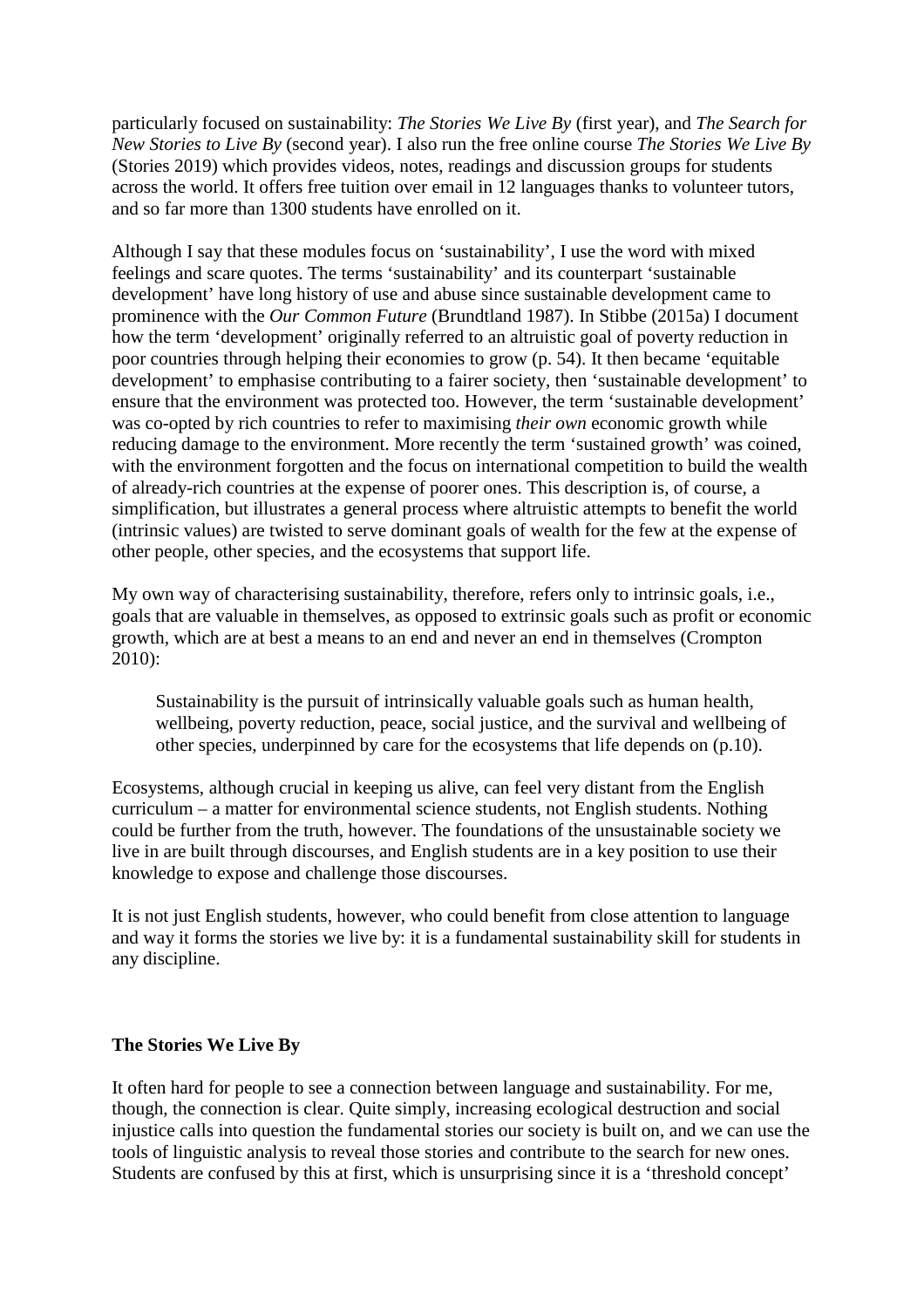particularly focused on sustainability: *The Stories We Live By* (first year), and *The Search for New Stories to Live By* (second year). I also run the free online course *The Stories We Live By* (Stories 2019) which provides videos, notes, readings and discussion groups for students across the world. It offers free tuition over email in 12 languages thanks to volunteer tutors, and so far more than 1300 students have enrolled on it.

Although I say that these modules focus on 'sustainability', I use the word with mixed feelings and scare quotes. The terms 'sustainability' and its counterpart 'sustainable development' have long history of use and abuse since sustainable development came to prominence with the *Our Common Future* (Brundtland 1987). In Stibbe (2015a) I document how the term 'development' originally referred to an altruistic goal of poverty reduction in poor countries through helping their economies to grow (p. 54). It then became 'equitable development' to emphasise contributing to a fairer society, then 'sustainable development' to ensure that the environment was protected too. However, the term 'sustainable development' was co-opted by rich countries to refer to maximising *their own* economic growth while reducing damage to the environment. More recently the term 'sustained growth' was coined, with the environment forgotten and the focus on international competition to build the wealth of already-rich countries at the expense of poorer ones. This description is, of course, a simplification, but illustrates a general process where altruistic attempts to benefit the world (intrinsic values) are twisted to serve dominant goals of wealth for the few at the expense of other people, other species, and the ecosystems that support life.

My own way of characterising sustainability, therefore, refers only to intrinsic goals, i.e., goals that are valuable in themselves, as opposed to extrinsic goals such as profit or economic growth, which are at best a means to an end and never an end in themselves (Crompton 2010):

> Sustainability is the pursuit of intrinsically valuable goals such as human health, wellbeing, poverty reduction, peace, social justice, and the survival and wellbeing of other species, underpinned by care for the ecosystems that life depends on (p.10).

Ecosystems, although crucial in keeping us alive, can feel very distant from the English curriculum – a matter for environmental science students, not English students. Nothing could be further from the truth, however. The foundations of the unsustainable society we live in are built through discourses, and English students are in a key position to use their knowledge to expose and challenge those discourses.

It is not just English students, however, who could benefit from close attention to language and way it forms the stories we live by: it is a fundamental sustainability skill for students in any discipline.

## The Stories We Live By

It often hard for people to see a connection between language and sustainability. For me, though, the connection is clear. Quite simply, increasing ecological destruction and social injustice calls into question the fundamental stories our society is built on, and we can use the tools of linguistic analysis to reveal those stories and contribute to the search for new ones. Students are confused by this at first, which is unsurprising since it is a 'threshold concept'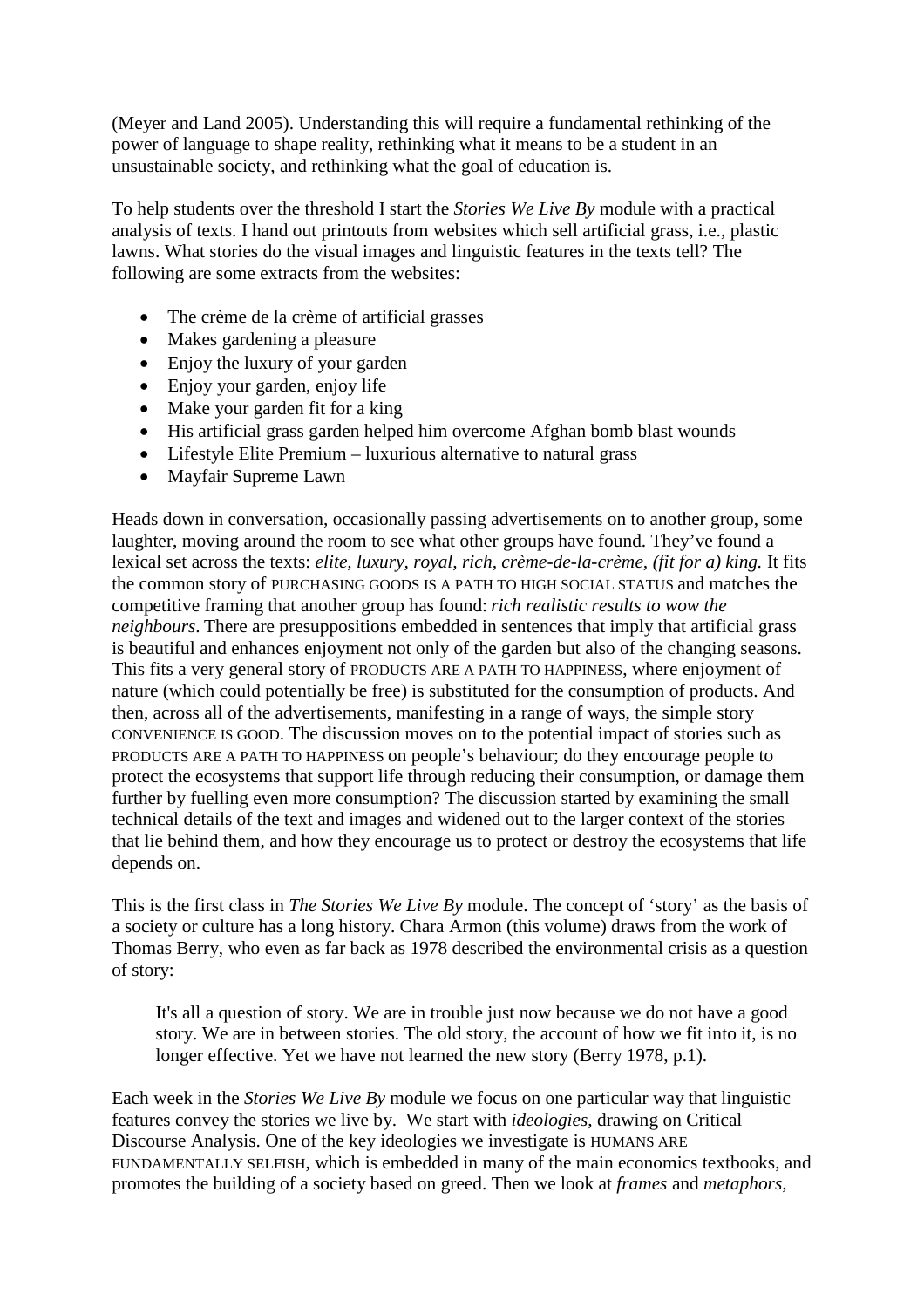(Meyer and Land 2005). Understanding this will require a fundamental rethinking of the power of language to shape reality, rethinking what it means to be a student in an unsustainable society, and rethinking what the goal of education is.

To help students over the threshold I start the *Stories We Live By* module with a practical analysis of texts. I hand out printouts from websites which sell artificial grass, i.e., plastic lawns. What stories do the visual images and linguistic features in the texts tell? The following are some extracts from the websites:

- The crème de la crème of artificial grasses
- Makes gardening a pleasure
- Enjoy the luxury of your garden
- Enjoy your garden, enjoy life
- Make your garden fit for a king
- His artificial grass garden helped him overcome Afghan bomb blast wounds
- Lifestyle Elite Premium – luxurious alternative to natural grass
- Mayfair Supreme Lawn

Heads down in conversation, occasionally passing advertisements on to another group, some laughter, moving around the room to see what other groups have found. They've found a lexical set across the texts: *elite, luxury, royal, rich, crème-de-la-crème, (fit for a) king.* It fits the common story of PURCHASING GOODS IS A PATH TO HIGH SOCIAL STATUS and matches the competitive framing that another group has found: *rich realistic results to wow the neighbours*. There are presuppositions embedded in sentences that imply that artificial grass is beautiful and enhances enjoyment not only of the garden but also of the changing seasons. This fits a very general story of PRODUCTS ARE A PATH TO HAPPINESS, where enjoyment of nature (which could potentially be free) is substituted for the consumption of products. And then, across all of the advertisements, manifesting in a range of ways, the simple story CONVENIENCE IS GOOD. The discussion moves on to the potential impact of stories such as PRODUCTS ARE A PATH TO HAPPINESS on people's behaviour; do they encourage people to protect the ecosystems that support life through reducing their consumption, or damage them further by fuelling even more consumption? The discussion started by examining the small technical details of the text and images and widened out to the larger context of the stories that lie behind them, and how they encourage us to protect or destroy the ecosystems that life depends on.

This is the first class in *The Stories We Live By* module. The concept of 'story' as the basis of a society or culture has a long history. Chara Armon (this volume) draws from the work of Thomas Berry, who even as far back as 1978 described the environmental crisis as a question of story:

> It's all a question of story. We are in trouble just now because we do not have a good story. We are in between stories. The old story, the account of how we fit into it, is no longer effective. Yet we have not learned the new story (Berry 1978, p.1).

Each week in the *Stories We Live By* module we focus on one particular way that linguistic features convey the stories we live by. We start with *ideologies*, drawing on Critical Discourse Analysis. One of the key ideologies we investigate is HUMANS ARE FUNDAMENTALLY SELFISH, which is embedded in many of the main economics textbooks, and promotes the building of a society based on greed. Then we look at *frames* and *metaphors*,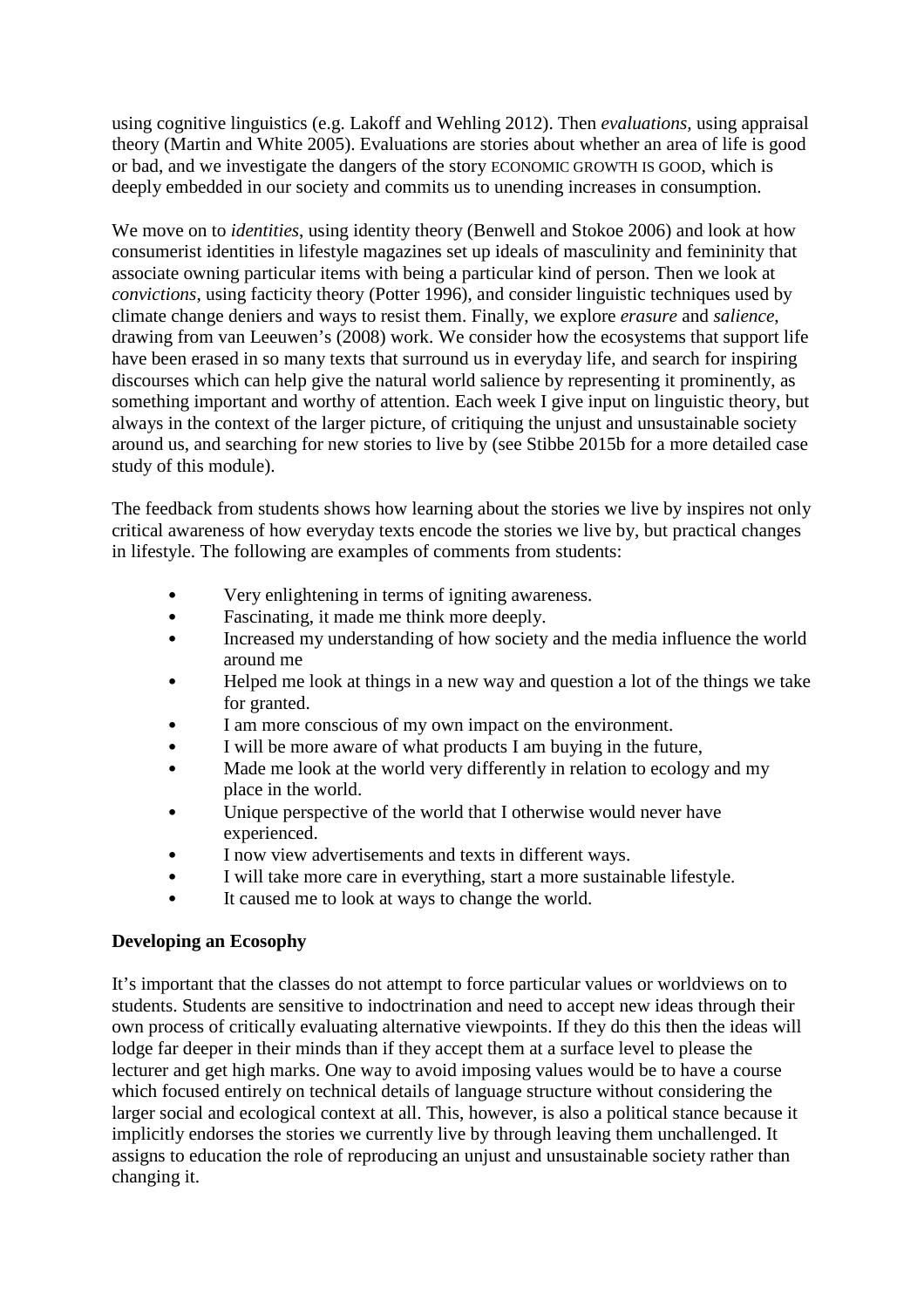using cognitive linguistics (e.g. Lakoff and Wehling 2012). Then *evaluations,* using appraisal theory (Martin and White 2005). Evaluations are stories about whether an area of life is good or bad, and we investigate the dangers of the story ECONOMIC GROWTH IS GOOD, which is deeply embedded in our society and commits us to unending increases in consumption.

We move on to *identities*, using identity theory (Benwell and Stokoe 2006) and look at how consumerist identities in lifestyle magazines set up ideals of masculinity and femininity that associate owning particular items with being a particular kind of person. Then we look at *convictions*, using facticity theory (Potter 1996), and consider linguistic techniques used by climate change deniers and ways to resist them. Finally, we explore *erasure* and *salience*, drawing from van Leeuwen's (2008) work. We consider how the ecosystems that support life have been erased in so many texts that surround us in everyday life, and search for inspiring discourses which can help give the natural world salience by representing it prominently, as something important and worthy of attention. Each week I give input on linguistic theory, but always in the context of the larger picture, of critiquing the unjust and unsustainable society around us, and searching for new stories to live by (see Stibbe 2015b for a more detailed case study of this module).

The feedback from students shows how learning about the stories we live by inspires not only critical awareness of how everyday texts encode the stories we live by, but practical changes in lifestyle. The following are examples of comments from students:

- Very enlightening in terms of igniting awareness.
- Fascinating, it made me think more deeply.
- Increased my understanding of how society and the media influence the world around me
- Helped me look at things in a new way and question a lot of the things we take for granted.
- I am more conscious of my own impact on the environment.
- I will be more aware of what products I am buying in the future,
- Made me look at the world very differently in relation to ecology and my place in the world.
- Unique perspective of the world that I otherwise would never have experienced.
- I now view advertisements and texts in different ways.
- I will take more care in everything, start a more sustainable lifestyle.
- It caused me to look at ways to change the world.

**Developing an Ecosophy**

It's important that the classes do not attempt to force particular values or worldviews on to students. Students are sensitive to indoctrination and need to accept new ideas through their own process of critically evaluating alternative viewpoints. If they do this then the ideas will lodge far deeper in their minds than if they accept them at a surface level to please the lecturer and get high marks. One way to avoid imposing values would be to have a course which focused entirely on technical details of language structure without considering the larger social and ecological context at all. This, however, is also a political stance because it implicitly endorses the stories we currently live by through leaving them unchallenged. It assigns to education the role of reproducing an unjust and unsustainable society rather than changing it.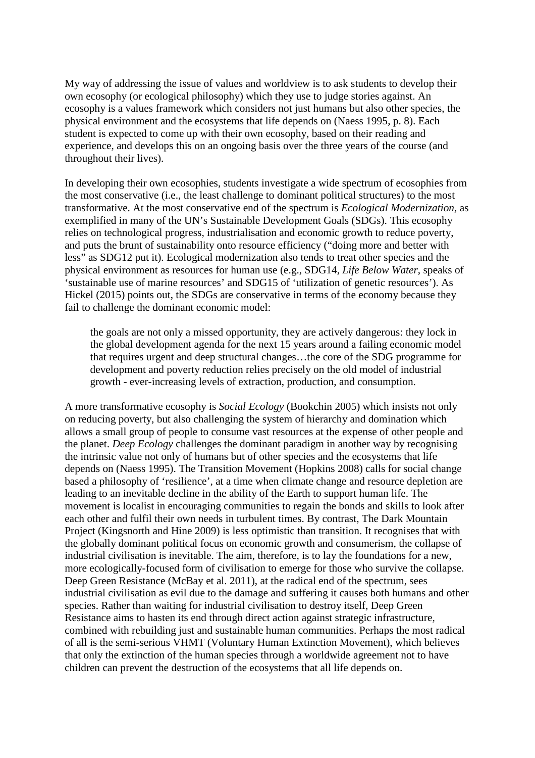My way of addressing the issue of values and worldview is to ask students to develop their own ecosophy (or ecological philosophy) which they use to judge stories against. An ecosophy is a values framework which considers not just humans but also other species, the physical environment and the ecosystems that life depends on (Naess 1995, p. 8). Each student is expected to come up with their own ecosophy, based on their reading and experience, and develops this on an ongoing basis over the three years of the course (and throughout their lives).

In developing their own ecosophies, students investigate a wide spectrum of ecosophies from the most conservative (i.e., the least challenge to dominant political structures) to the most transformative. At the most conservative end of the spectrum is *Ecological Modernization*, as exemplified in many of the UN's Sustainable Development Goals (SDGs). This ecosophy relies on technological progress, industrialisation and economic growth to reduce poverty, and puts the brunt of sustainability onto resource efficiency ("doing more and better with less" as SDG12 put it). Ecological modernization also tends to treat other species and the physical environment as resources for human use (e.g., SDG14, *Life Below Water*, speaks of 'sustainable use of marine resources' and SDG15 of 'utilization of genetic resources'). As Hickel (2015) points out, the SDGs are conservative in terms of the economy because they fail to challenge the dominant economic model:

> the goals are not only a missed opportunity, they are actively dangerous: they lock in the global development agenda for the next 15 years around a failing economic model that requires urgent and deep structural changes…the core of the SDG programme for development and poverty reduction relies precisely on the old model of industrial growth - ever-increasing levels of extraction, production, and consumption.

A more transformative ecosophy is *Social Ecology* (Bookchin 2005) which insists not only on reducing poverty, but also challenging the system of hierarchy and domination which allows a small group of people to consume vast resources at the expense of other people and the planet. *Deep Ecology* challenges the dominant paradigm in another way by recognising the intrinsic value not only of humans but of other species and the ecosystems that life depends on (Naess 1995). The Transition Movement (Hopkins 2008) calls for social change based a philosophy of 'resilience', at a time when climate change and resource depletion are leading to an inevitable decline in the ability of the Earth to support human life. The movement is localist in encouraging communities to regain the bonds and skills to look after each other and fulfil their own needs in turbulent times. By contrast, The Dark Mountain Project (Kingsnorth and Hine 2009) is less optimistic than transition. It recognises that with the globally dominant political focus on economic growth and consumerism, the collapse of industrial civilisation is inevitable. The aim, therefore, is to lay the foundations for a new, more ecologically-focused form of civilisation to emerge for those who survive the collapse. Deep Green Resistance (McBay et al. 2011), at the radical end of the spectrum, sees industrial civilisation as evil due to the damage and suffering it causes both humans and other species. Rather than waiting for industrial civilisation to destroy itself, Deep Green Resistance aims to hasten its end through direct action against strategic infrastructure, combined with rebuilding just and sustainable human communities. Perhaps the most radical of all is the semi-serious VHMT (Voluntary Human Extinction Movement), which believes that only the extinction of the human species through a worldwide agreement not to have children can prevent the destruction of the ecosystems that all life depends on.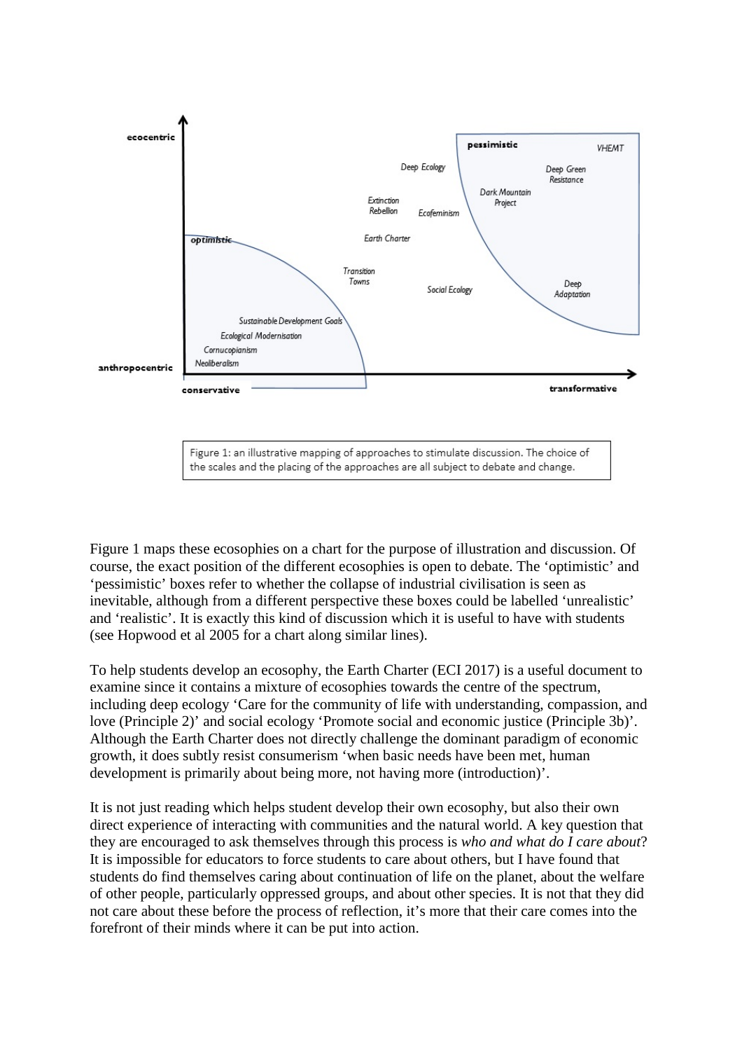Figure 1: an illustrative mapping of approaches to stimulate discussion. The choice of the scales and the placing of the approaches are all subject to debate and change.

Figure 1 maps these ecosophies on a chart for the purpose of illustration and discussion. Of course, the exact position of the different ecosophies is open to debate. The 'optimistic' and 'pessimistic' boxes refer to whether the collapse of industrial civilisation is seen as inevitable, although from a different perspective these boxes could be labelled 'unrealistic' and 'realistic'. It is exactly this kind of discussion which it is useful to have with students (see Hopwood et al 2005 for a chart along similar lines).

To help students develop an ecosophy, the Earth Charter (ECI 2017) is a useful document to examine since it contains a mixture of ecosophies towards the centre of the spectrum, including deep ecology 'Care for the community of life with understanding, compassion, and love (Principle 2)' and social ecology 'Promote social and economic justice (Principle 3b)'. Although the Earth Charter does not directly challenge the dominant paradigm of economic growth, it does subtly resist consumerism 'when basic needs have been met, human development is primarily about being more, not having more (introduction)'.

It is not just reading which helps student develop their own ecosophy, but also their own direct experience of interacting with communities and the natural world. A key question that they are encouraged to ask themselves through this process is *who and what do I care about*? It is impossible for educators to force students to care about others, but I have found that students do find themselves caring about continuation of life on the planet, about the welfare of other people, particularly oppressed groups, and about other species. It is not that they did not care about these before the process of reflection, it's more that their care comes into the forefront of their minds where it can be put into action.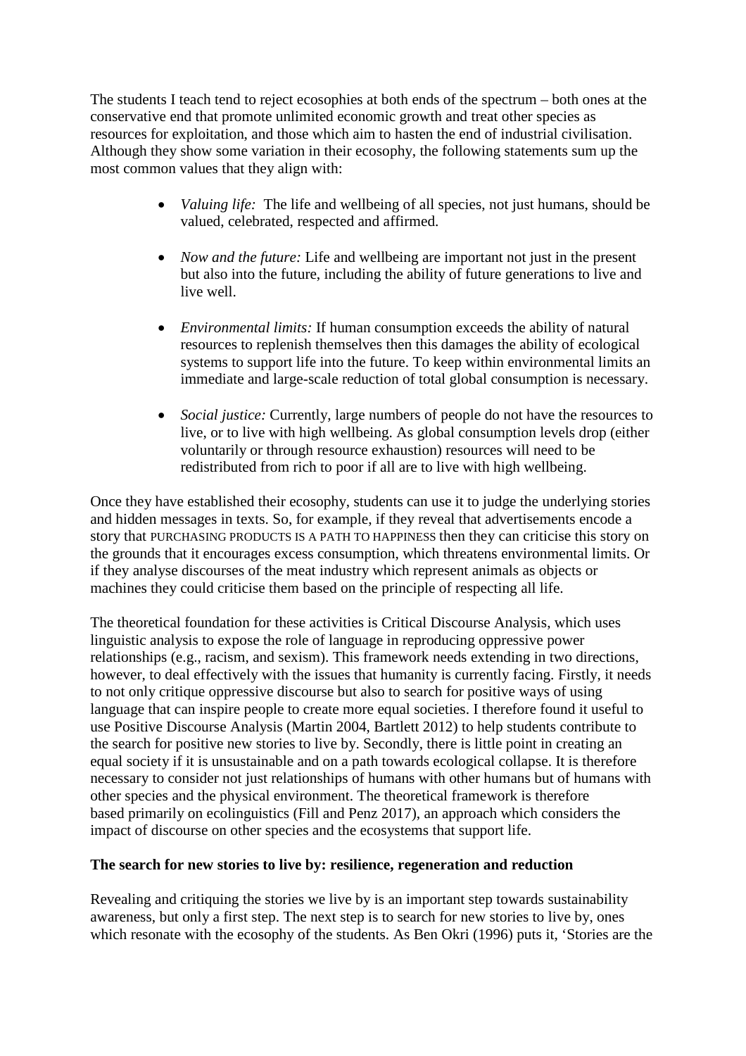The students I teach tend to reject ecosophies at both ends of the spectrum – both ones at the conservative end that promote unlimited economic growth and treat other species as resources for exploitation, and those which aim to hasten the end of industrial civilisation. Although they show some variation in their ecosophy, the following statements sum up the most common values that they align with:

- *Valuing life:* The life and wellbeing of all species, not just humans, should be valued, celebrated, respected and affirmed.
- *Now and the future:* Life and wellbeing are important not just in the present but also into the future, including the ability of future generations to live and live well.
- *Environmental limits:* If human consumption exceeds the ability of natural resources to replenish themselves then this damages the ability of ecological systems to support life into the future. To keep within environmental limits an immediate and large-scale reduction of total global consumption is necessary.
- *Social justice:* Currently, large numbers of people do not have the resources to live, or to live with high wellbeing. As global consumption levels drop (either voluntarily or through resource exhaustion) resources will need to be redistributed from rich to poor if all are to live with high wellbeing.

Once they have established their ecosophy, students can use it to judge the underlying stories and hidden messages in texts. So, for example, if they reveal that advertisements encode a story that PURCHASING PRODUCTS IS A PATH TO HAPPINESS then they can criticise this story on the grounds that it encourages excess consumption, which threatens environmental limits. Or if they analyse discourses of the meat industry which represent animals as objects or machines they could criticise them based on the principle of respecting all life.

The theoretical foundation for these activities is Critical Discourse Analysis, which uses linguistic analysis to expose the role of language in reproducing oppressive power relationships (e.g., racism, and sexism). This framework needs extending in two directions, however, to deal effectively with the issues that humanity is currently facing. Firstly, it needs to not only critique oppressive discourse but also to search for positive ways of using language that can inspire people to create more equal societies. I therefore found it useful to use Positive Discourse Analysis (Martin 2004, Bartlett 2012) to help students contribute to the search for positive new stories to live by. Secondly, there is little point in creating an equal society if it is unsustainable and on a path towards ecological collapse. It is therefore necessary to consider not just relationships of humans with other humans but of humans with other species and the physical environment. The theoretical framework is therefore based primarily on ecolinguistics (Fill and Penz 2017), an approach which considers the impact of discourse on other species and the ecosystems that support life.

**The search for new stories to live by: resilience, regeneration and reduction**

Revealing and critiquing the stories we live by is an important step towards sustainability awareness, but only a first step. The next step is to search for new stories to live by, ones which resonate with the ecosophy of the students. As Ben Okri (1996) puts it, 'Stories are the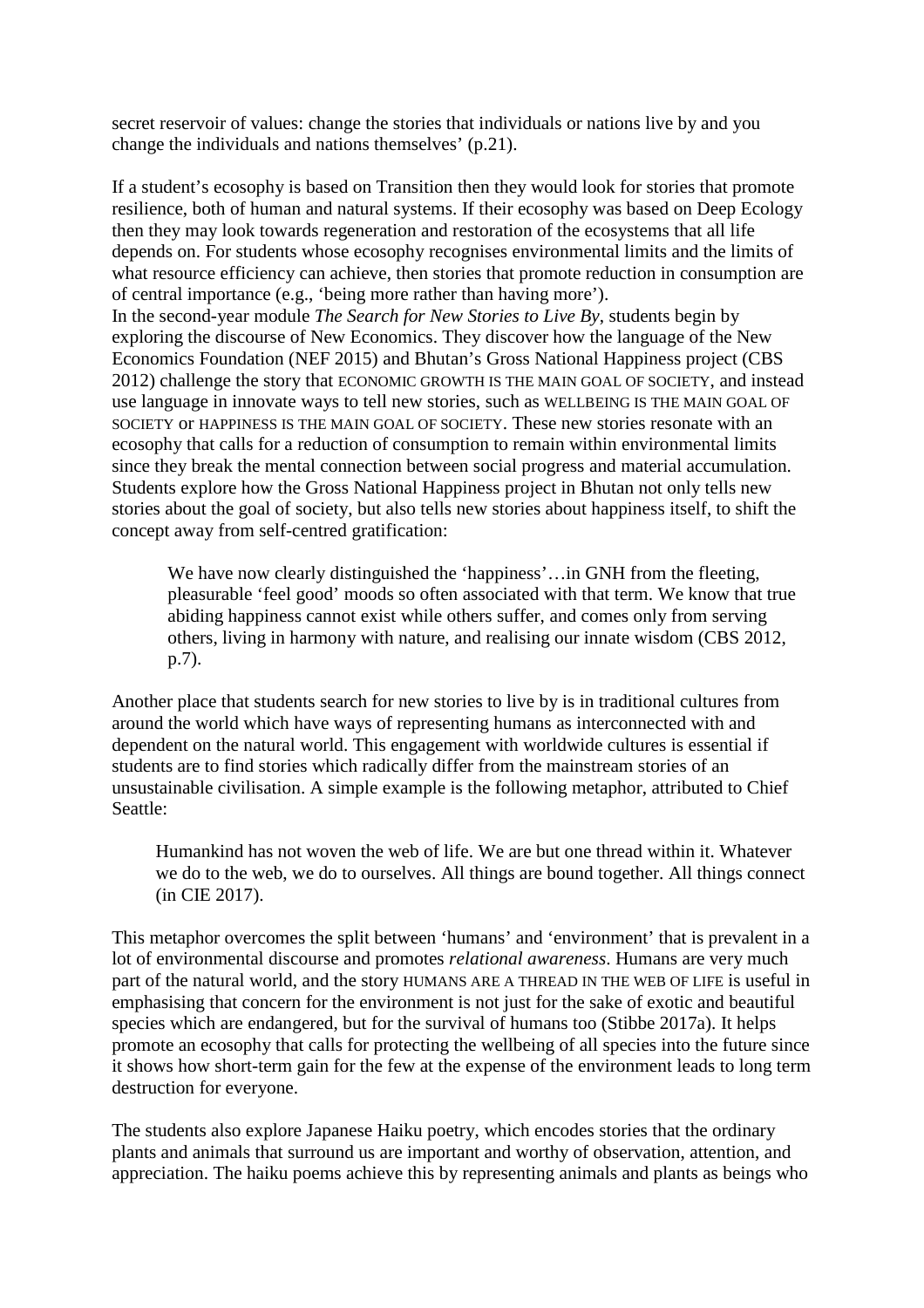secret reservoir of values: change the stories that individuals or nations live by and you change the individuals and nations themselves' (p.21).

If a student's ecosophy is based on Transition then they would look for stories that promote resilience, both of human and natural systems. If their ecosophy was based on Deep Ecology then they may look towards regeneration and restoration of the ecosystems that all life depends on. For students whose ecosophy recognises environmental limits and the limits of what resource efficiency can achieve, then stories that promote reduction in consumption are of central importance (e.g., 'being more rather than having more').

In the second-year module *The Search for New Stories to Live By*, students begin by exploring the discourse of New Economics. They discover how the language of the New Economics Foundation (NEF 2015) and Bhutan's Gross National Happiness project (CBS 2012) challenge the story that ECONOMIC GROWTH IS THE MAIN GOAL OF SOCIETY, and instead use language in innovate ways to tell new stories, such as WELLBEING IS THE MAIN GOAL OF SOCIETY or HAPPINESS IS THE MAIN GOAL OF SOCIETY. These new stories resonate with an ecosophy that calls for a reduction of consumption to remain within environmental limits since they break the mental connection between social progress and material accumulation. Students explore how the Gross National Happiness project in Bhutan not only tells new stories about the goal of society, but also tells new stories about happiness itself, to shift the concept away from self-centred gratification:

> We have now clearly distinguished the 'happiness'…in GNH from the fleeting, pleasurable 'feel good' moods so often associated with that term. We know that true abiding happiness cannot exist while others suffer, and comes only from serving others, living in harmony with nature, and realising our innate wisdom (CBS 2012, p.7).

Another place that students search for new stories to live by is in traditional cultures from around the world which have ways of representing humans as interconnected with and dependent on the natural world. This engagement with worldwide cultures is essential if students are to find stories which radically differ from the mainstream stories of an unsustainable civilisation. A simple example is the following metaphor, attributed to Chief Seattle:

> Humankind has not woven the web of life. We are but one thread within it. Whatever we do to the web, we do to ourselves. All things are bound together. All things connect (in CIE 2017).

This metaphor overcomes the split between 'humans' and 'environment' that is prevalent in a lot of environmental discourse and promotes *relational awareness*. Humans are very much part of the natural world, and the story HUMANS ARE A THREAD IN THE WEB OF LIFE is useful in emphasising that concern for the environment is not just for the sake of exotic and beautiful species which are endangered, but for the survival of humans too (Stibbe 2017a). It helps promote an ecosophy that calls for protecting the wellbeing of all species into the future since it shows how short-term gain for the few at the expense of the environment leads to long term destruction for everyone.

The students also explore Japanese Haiku poetry, which encodes stories that the ordinary plants and animals that surround us are important and worthy of observation, attention, and appreciation. The haiku poems achieve this by representing animals and plants as beings who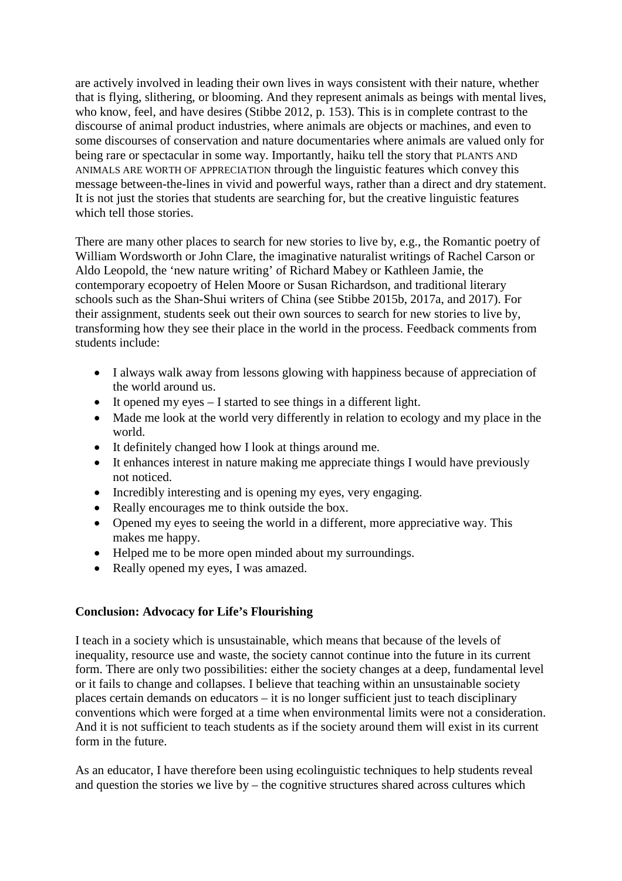are actively involved in leading their own lives in ways consistent with their nature, whether that is flying, slithering, or blooming. And they represent animals as beings with mental lives, who know, feel, and have desires (Stibbe 2012, p. 153). This is in complete contrast to the discourse of animal product industries, where animals are objects or machines, and even to some discourses of conservation and nature documentaries where animals are valued only for being rare or spectacular in some way. Importantly, haiku tell the story that PLANTS AND ANIMALS ARE WORTH OF APPRECIATION through the linguistic features which convey this message between-the-lines in vivid and powerful ways, rather than a direct and dry statement. It is not just the stories that students are searching for, but the creative linguistic features which tell those stories.

There are many other places to search for new stories to live by, e.g., the Romantic poetry of William Wordsworth or John Clare, the imaginative naturalist writings of Rachel Carson or Aldo Leopold, the 'new nature writing' of Richard Mabey or Kathleen Jamie, the contemporary ecopoetry of Helen Moore or Susan Richardson, and traditional literary schools such as the Shan-Shui writers of China (see Stibbe 2015b, 2017a, and 2017). For their assignment, students seek out their own sources to search for new stories to live by, transforming how they see their place in the world in the process. Feedback comments from students include:

- I always walk away from lessons glowing with happiness because of appreciation of the world around us.
- It opened my eyes – I started to see things in a different light.
- Made me look at the world very differently in relation to ecology and my place in the world.
- It definitely changed how I look at things around me.
- It enhances interest in nature making me appreciate things I would have previously not noticed.
- Incredibly interesting and is opening my eyes, very engaging.
- Really encourages me to think outside the box.
- Opened my eyes to seeing the world in a different, more appreciative way. This makes me happy.
- Helped me to be more open minded about my surroundings.
- Really opened my eyes, I was amazed.

## Conclusion: Advocacy for Life's Flourishing

I teach in a society which is unsustainable, which means that because of the levels of inequality, resource use and waste, the society cannot continue into the future in its current form. There are only two possibilities: either the society changes at a deep, fundamental level or it fails to change and collapses. I believe that teaching within an unsustainable society places certain demands on educators – it is no longer sufficient just to teach disciplinary conventions which were forged at a time when environmental limits were not a consideration. And it is not sufficient to teach students as if the society around them will exist in its current form in the future.

As an educator, I have therefore been using ecolinguistic techniques to help students reveal and question the stories we live by – the cognitive structures shared across cultures which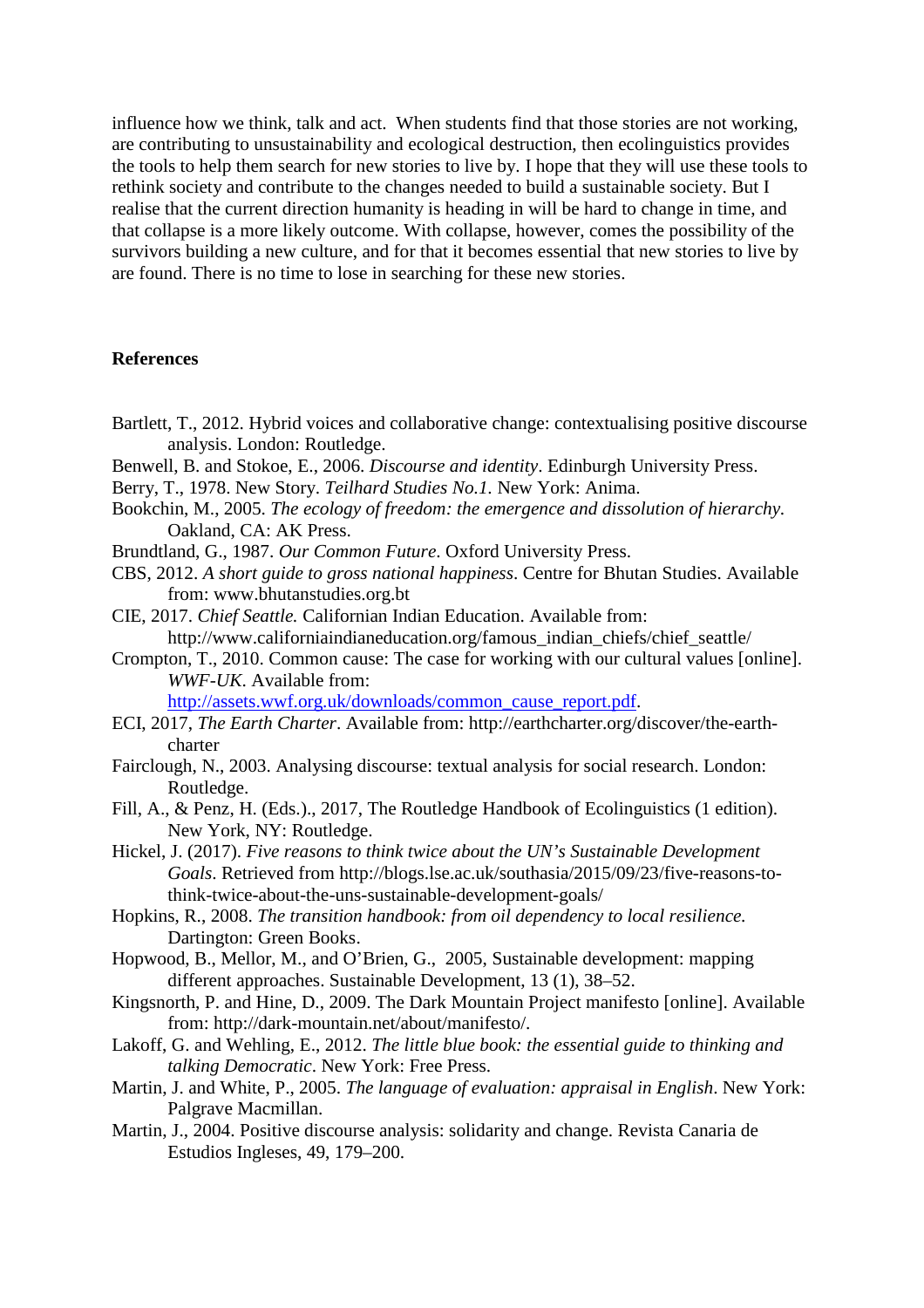influence how we think, talk and act. When students find that those stories are not working, are contributing to unsustainability and ecological destruction, then ecolinguistics provides the tools to help them search for new stories to live by. I hope that they will use these tools to rethink society and contribute to the changes needed to build a sustainable society. But I realise that the current direction humanity is heading in will be hard to change in time, and that collapse is a more likely outcome. With collapse, however, comes the possibility of the survivors building a new culture, and for that it becomes essential that new stories to live by are found. There is no time to lose in searching for these new stories.

**References**

Bartlett, T., 2012. Hybrid voices and collaborative change: contextualising positive discourse analysis. London: Routledge.

Benwell, B. and Stokoe, E., 2006. *Discourse and identity*. Edinburgh University Press.

Berry, T., 1978. New Story. *Teilhard Studies No.1.* New York: Anima.

Bookchin, M., 2005. *The ecology of freedom: the emergence and dissolution of hierarchy*. Oakland, CA: AK Press.

Brundtland, G., 1987. *Our Common Future*. Oxford University Press.

CBS, 2012. *A short guide to gross national happiness*. Centre for Bhutan Studies. Available from: www.bhutanstudies.org.bt

CIE, 2017. *Chief Seattle.* Californian Indian Education. Available from: http://www.californiaindianeducation.org/famous_indian_chiefs/chief_seattle/

Crompton, T., 2010. Common cause: The case for working with our cultural values [online]. *WWF-UK*. Available from: http://assets.wwf.org.uk/downloads/common_cause_report.pdf.

ECI, 2017, *The Earth Charter*. Available from: http://earthcharter.org/discover/the-earth-charter

Fairclough, N., 2003. Analysing discourse: textual analysis for social research. London: Routledge.

Fill, A., & Penz, H. (Eds.)., 2017, The Routledge Handbook of Ecolinguistics (1 edition). New York, NY: Routledge.

Hickel, J. (2017). *Five reasons to think twice about the UN's Sustainable Development Goals*. Retrieved from http://blogs.lse.ac.uk/southasia/2015/09/23/five-reasons-to-think-twice-about-the-uns-sustainable-development-goals/

Hopkins, R., 2008. *The transition handbook: from oil dependency to local resilience.* Dartington: Green Books.

Hopwood, B., Mellor, M., and O'Brien, G., 2005, Sustainable development: mapping different approaches. Sustainable Development, 13 (1), 38–52.

Kingsnorth, P. and Hine, D., 2009. The Dark Mountain Project manifesto [online]. Available from: http://dark-mountain.net/about/manifesto/.

Lakoff, G. and Wehling, E., 2012. *The little blue book: the essential guide to thinking and talking Democratic*. New York: Free Press.

Martin, J. and White, P., 2005. *The language of evaluation: appraisal in English*. New York: Palgrave Macmillan.

Martin, J., 2004. Positive discourse analysis: solidarity and change. Revista Canaria de Estudios Ingleses, 49, 179–200.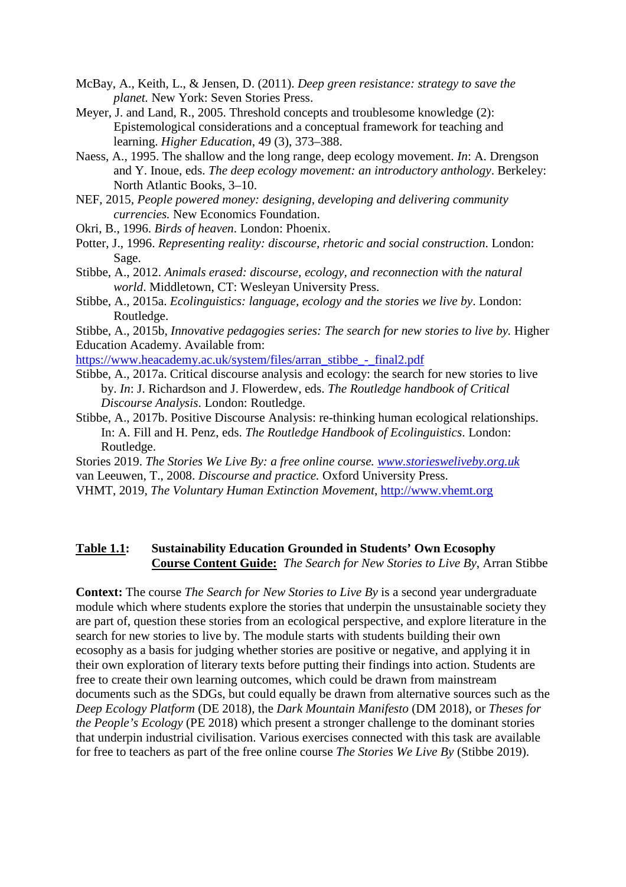McBay, A., Keith, L., & Jensen, D. (2011). *Deep green resistance: strategy to save the planet.* New York: Seven Stories Press.

Meyer, J. and Land, R., 2005. Threshold concepts and troublesome knowledge (2): Epistemological considerations and a conceptual framework for teaching and learning. *Higher Education*, 49 (3), 373–388.

Naess, A., 1995. The shallow and the long range, deep ecology movement. *In*: A. Drengson and Y. Inoue, eds. *The deep ecology movement: an introductory anthology*. Berkeley: North Atlantic Books, 3–10.

NEF, 2015, *People powered money: designing, developing and delivering community currencies.* New Economics Foundation.

Okri, B., 1996. *Birds of heaven*. London: Phoenix.

Potter, J., 1996. *Representing reality: discourse, rhetoric and social construction*. London: Sage.

Stibbe, A., 2012. *Animals erased: discourse, ecology, and reconnection with the natural world*. Middletown, CT: Wesleyan University Press.

Stibbe, A., 2015a. *Ecolinguistics: language, ecology and the stories we live by*. London: Routledge.

Stibbe, A., 2015b, *Innovative pedagogies series: The search for new stories to live by.* Higher Education Academy. Available from: https://www.heacademy.ac.uk/system/files/arran_stibbe_-_final2.pdf

Stibbe, A., 2017a. Critical discourse analysis and ecology: the search for new stories to live by. *In*: J. Richardson and J. Flowerdew, eds. *The Routledge handbook of Critical Discourse Analysis*. London: Routledge.

Stibbe, A., 2017b. Positive Discourse Analysis: re-thinking human ecological relationships. In: A. Fill and H. Penz, eds. *The Routledge Handbook of Ecolinguistics*. London: Routledge.

Stories 2019. *The Stories We Live By: a free online course.* *www.storiesweliveby.org.uk*

van Leeuwen, T., 2008. *Discourse and practice.* Oxford University Press.

VHMT, 2019, *The Voluntary Human Extinction Movement*, http://www.vhemt.org

**Table 1.1: Sustainability Education Grounded in Students' Own Ecosophy**
**Course Content Guide:** *The Search for New Stories to Live By*, Arran Stibbe

**Context:** The course *The Search for New Stories to Live By* is a second year undergraduate module which where students explore the stories that underpin the unsustainable society they are part of, question these stories from an ecological perspective, and explore literature in the search for new stories to live by. The module starts with students building their own ecosophy as a basis for judging whether stories are positive or negative, and applying it in their own exploration of literary texts before putting their findings into action. Students are free to create their own learning outcomes, which could be drawn from mainstream documents such as the SDGs, but could equally be drawn from alternative sources such as the *Deep Ecology Platform* (DE 2018), the *Dark Mountain Manifesto* (DM 2018), or *Theses for the People's Ecology* (PE 2018) which present a stronger challenge to the dominant stories that underpin industrial civilisation. Various exercises connected with this task are available for free to teachers as part of the free online course *The Stories We Live By* (Stibbe 2019).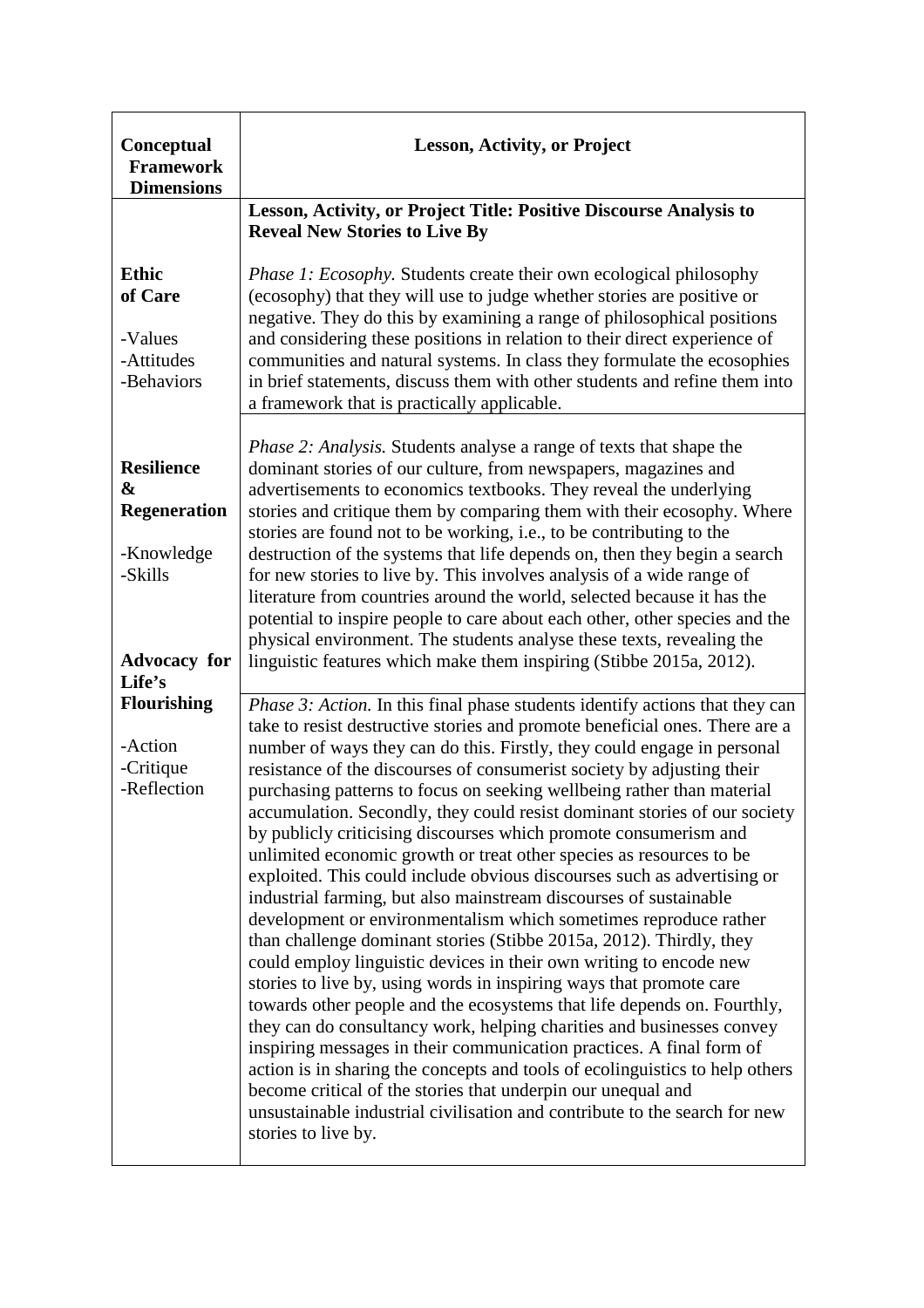| Conceptual Framework Dimensions | Lesson, Activity, or Project |
| --- | --- |
| | **Lesson, Activity, or Project Title: Positive Discourse Analysis to Reveal New Stories to Live By** |
| **Ethic of Care**<br><br>-Values<br>-Attitudes<br>-Behaviors | *Phase 1: Ecosophy.* Students create their own ecological philosophy (ecosophy) that they will use to judge whether stories are positive or negative. They do this by examining a range of philosophical positions and considering these positions in relation to their direct experience of communities and natural systems. In class they formulate the ecosophies in brief statements, discuss them with other students and refine them into a framework that is practically applicable. |
| **Resilience & Regeneration**<br><br>-Knowledge<br>-Skills | *Phase 2: Analysis.* Students analyse a range of texts that shape the dominant stories of our culture, from newspapers, magazines and advertisements to economics textbooks. They reveal the underlying stories and critique them by comparing them with their ecosophy. Where stories are found not to be working, i.e., to be contributing to the destruction of the systems that life depends on, then they begin a search for new stories to live by. This involves analysis of a wide range of literature from countries around the world, selected because it has the potential to inspire people to care about each other, other species and the physical environment. The students analyse these texts, revealing the linguistic features which make them inspiring (Stibbe 2015a, 2012). |
| **Advocacy for Life's Flourishing**<br><br>-Action<br>-Critique<br>-Reflection | *Phase 3: Action.* In this final phase students identify actions that they can take to resist destructive stories and promote beneficial ones. There are a number of ways they can do this. Firstly, they could engage in personal resistance of the discourses of consumerist society by adjusting their purchasing patterns to focus on seeking wellbeing rather than material accumulation. Secondly, they could resist dominant stories of our society by publicly criticising discourses which promote consumerism and unlimited economic growth or treat other species as resources to be exploited. This could include obvious discourses such as advertising or industrial farming, but also mainstream discourses of sustainable development or environmentalism which sometimes reproduce rather than challenge dominant stories (Stibbe 2015a, 2012). Thirdly, they could employ linguistic devices in their own writing to encode new stories to live by, using words in inspiring ways that promote care towards other people and the ecosystems that life depends on. Fourthly, they can do consultancy work, helping charities and businesses convey inspiring messages in their communication practices. A final form of action is in sharing the concepts and tools of ecolinguistics to help others become critical of the stories that underpin our unequal and unsustainable industrial civilisation and contribute to the search for new stories to live by. |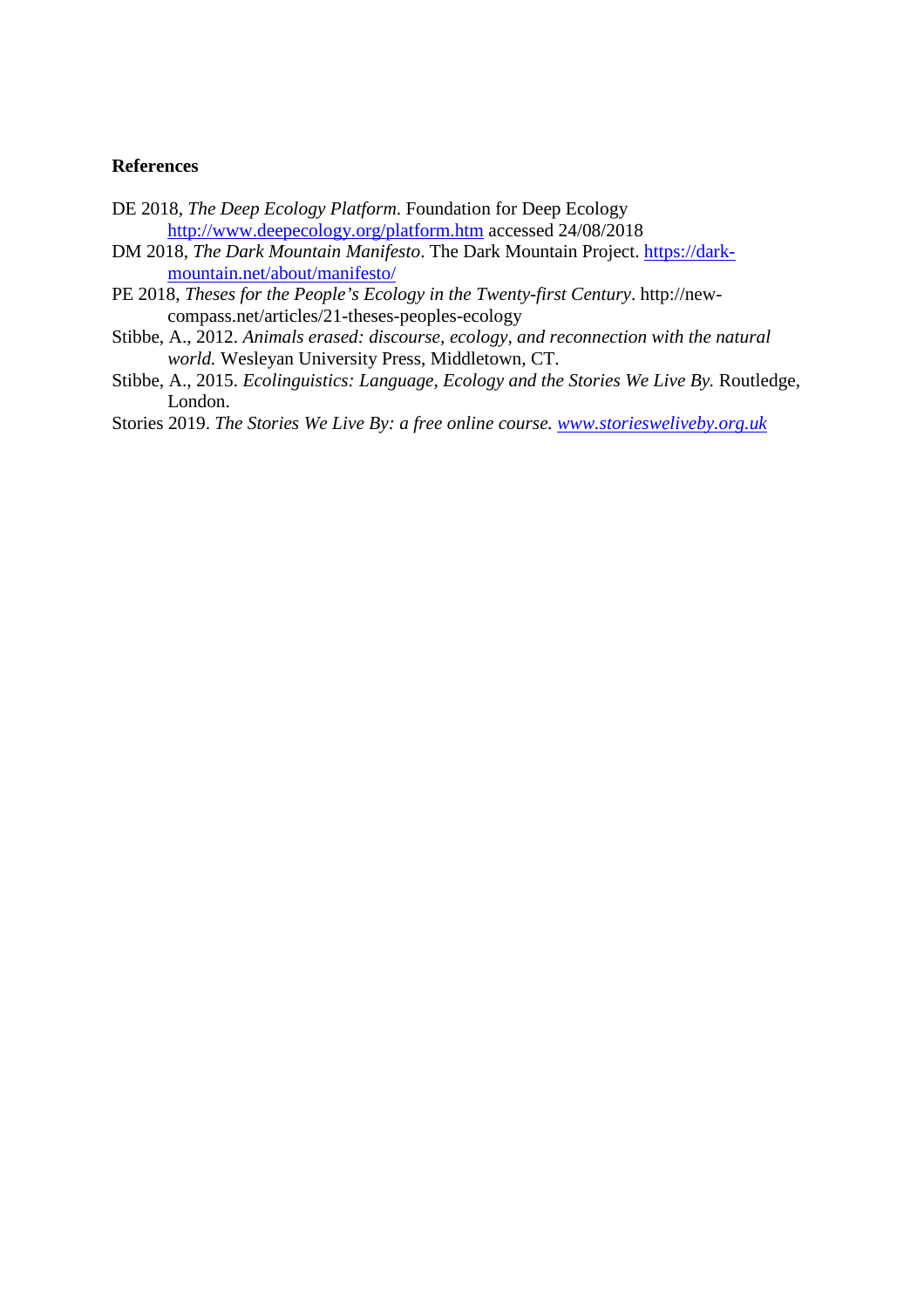## References

DE 2018, *The Deep Ecology Platform*. Foundation for Deep Ecology http://www.deepecology.org/platform.htm accessed 24/08/2018

DM 2018, *The Dark Mountain Manifesto*. The Dark Mountain Project. https://dark-mountain.net/about/manifesto/

PE 2018, *Theses for the People's Ecology in the Twenty-first Century*. http://new-compass.net/articles/21-theses-peoples-ecology

Stibbe, A., 2012. *Animals erased: discourse, ecology, and reconnection with the natural world.* Wesleyan University Press, Middletown, CT.

Stibbe, A., 2015. *Ecolinguistics: Language, Ecology and the Stories We Live By.* Routledge, London.

Stories 2019. *The Stories We Live By: a free online course. www.storiesweliveby.org.uk*